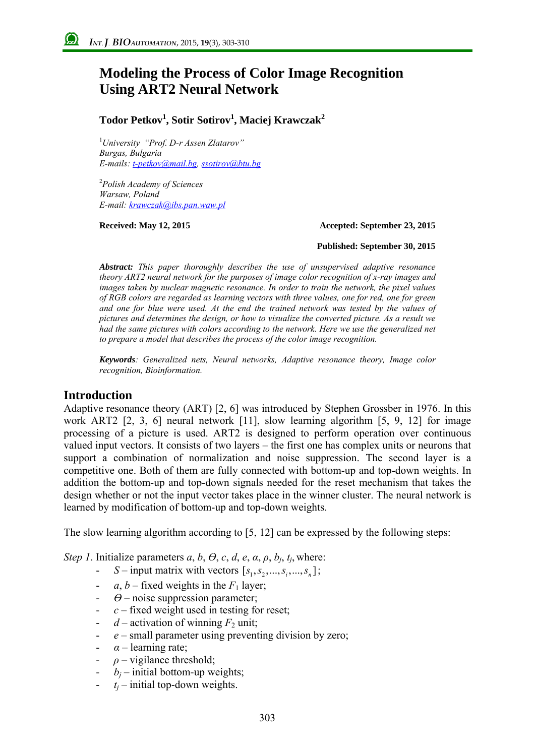# Modeling the Process of Color Image Recognition Using ART2 Neural Network

**Todor Petkov[1], Sotir Sotirov[1], Maciej Krawczak[2]**

[1]*University "Prof. D-r Assen Zlatarov"*
*Burgas, Bulgaria*
*E-mails: t-petkov@mail.bg, ssotirov@btu.bg*

[2]*Polish Academy of Sciences*
*Warsaw, Poland*
*E-mail: krawczak@ibs.pan.waw.pl*

**Received: May 12, 2015** **Accepted: September 23, 2015**

**Published: September 30, 2015**

***Abstract:*** *This paper thoroughly describes the use of unsupervised adaptive resonance theory ART2 neural network for the purposes of image color recognition of x-ray images and images taken by nuclear magnetic resonance. In order to train the network, the pixel values of RGB colors are regarded as learning vectors with three values, one for red, one for green and one for blue were used. At the end the trained network was tested by the values of pictures and determines the design, or how to visualize the converted picture. As a result we had the same pictures with colors according to the network. Here we use the generalized net to prepare a model that describes the process of the color image recognition.*

***Keywords****: Generalized nets, Neural networks, Adaptive resonance theory, Image color recognition, Bioinformation.*

## Introduction

Adaptive resonance theory (ART) [2, 6] was introduced by Stephen Grossber in 1976. In this work ART2 [2, 3, 6] neural network [11], slow learning algorithm [5, 9, 12] for image processing of a picture is used. ART2 is designed to perform operation over continuous valued input vectors. It consists of two layers – the first one has complex units or neurons that support a combination of normalization and noise suppression. The second layer is a competitive one. Both of them are fully connected with bottom-up and top-down weights. In addition the bottom-up and top-down signals needed for the reset mechanism that takes the design whether or not the input vector takes place in the winner cluster. The neural network is learned by modification of bottom-up and top-down weights.

The slow learning algorithm according to [5, 12] can be expressed by the following steps:

*Step 1*. Initialize parameters $a$, $b$, $\Theta$, $c$, $d$, $e$, $\alpha$, $\rho$, $b_j$, $t_j$, where:

- $S$ – input matrix with vectors $[s_1, s_2, ..., s_i, ..., s_n]$;
- $a$, $b$ – fixed weights in the $F_1$ layer;
- $\Theta$ – noise suppression parameter;
- $c$ – fixed weight used in testing for reset;
- $d$ – activation of winning $F_2$ unit;
- $e$ – small parameter using preventing division by zero;
- $\alpha$ – learning rate;
- $\rho$ – vigilance threshold;
- $b_j$ – initial bottom-up weights;
- $t_j$ – initial top-down weights.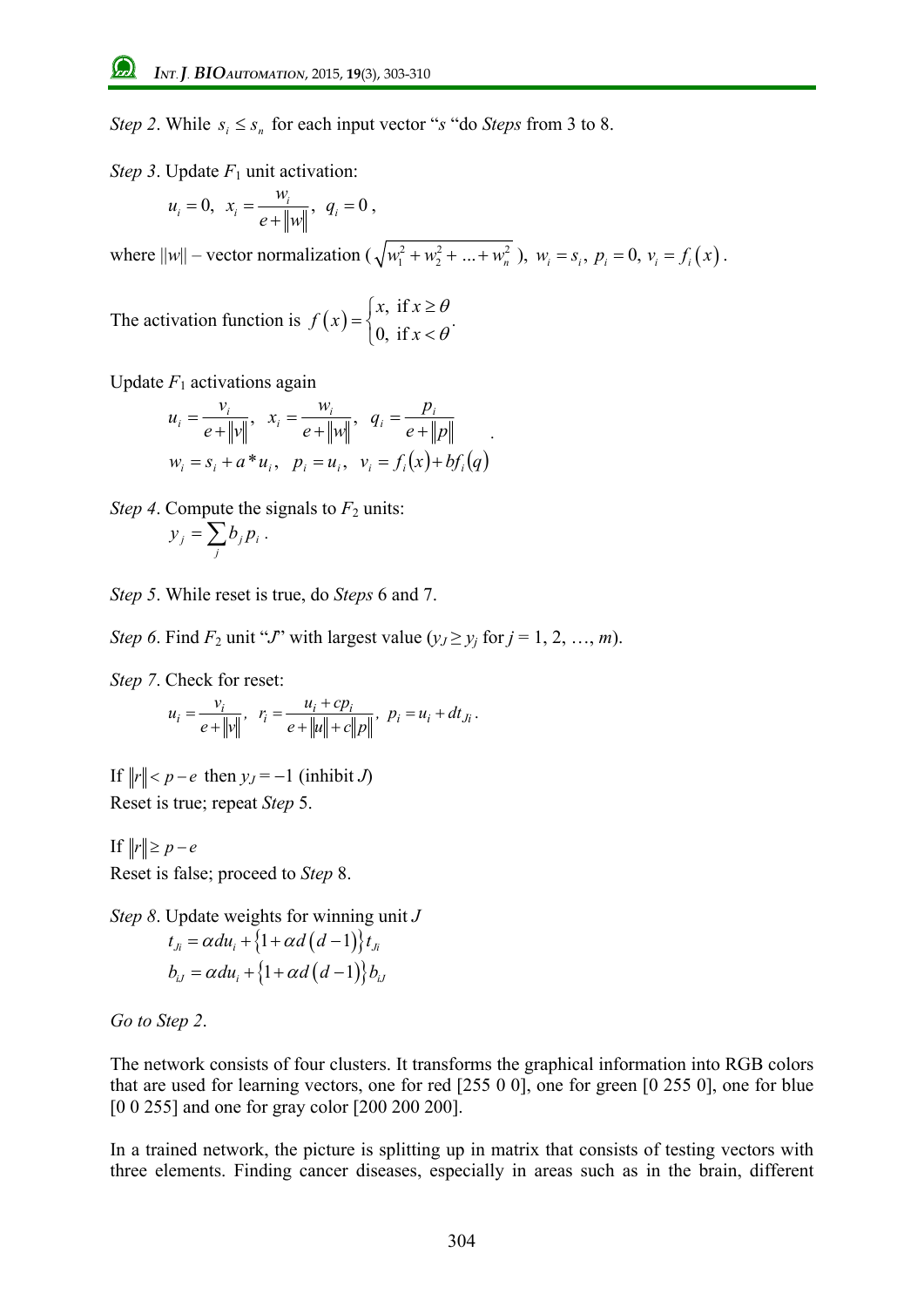*Step 2*. While $s_i \le s_n$ for each input vector "*s* "do *Steps* from 3 to 8.

*Step 3*. Update $F_1$ unit activation:

$$u_i = 0,\ x_i = \frac{w_i}{e + \|w\|},\ q_i = 0\,,$$

where $\|w\|$ – vector normalization ($\sqrt{w_1^2 + w_2^2 + \ldots + w_n^2}$), $w_i = s_i,\ p_i = 0,\ v_i = f_i(x)$.

The activation function is $f(x) = \begin{cases} x, & \text{if } x \ge \theta \\ 0, & \text{if } x < \theta \end{cases}$.

Update $F_1$ activations again

$$u_i = \frac{v_i}{e + \|v\|},\ x_i = \frac{w_i}{e + \|w\|},\ q_i = \frac{p_i}{e + \|p\|}$$
$$w_i = s_i + a * u_i,\ p_i = u_i,\ v_i = f_i(x) + bf_i(q)$$

*Step 4*. Compute the signals to $F_2$ units:

$$y_j = \sum_j b_j p_i\,.$$

*Step 5*. While reset is true, do *Steps* 6 and 7.

*Step 6*. Find $F_2$ unit "*J*" with largest value ($y_J \ge y_j$ for $j = 1, 2, \ldots, m$).

*Step 7*. Check for reset:

$$u_i = \frac{v_i}{e + \|v\|},\ r_i = \frac{u_i + cp_i}{e + \|u\| + c\|p\|},\ p_i = u_i + dt_{Ji}\,.$$

If $\|r\| < p - e$ then $y_J = -1$ (inhibit *J*)
Reset is true; repeat *Step* 5.

If $\|r\| \ge p - e$
Reset is false; proceed to *Step* 8.

*Step 8*. Update weights for winning unit *J*

$$t_{Ji} = \alpha d u_i + \{1 + \alpha d(d-1)\} t_{Ji}$$
$$b_{iJ} = \alpha d u_i + \{1 + \alpha d(d-1)\} b_{iJ}$$

*Go to Step 2*.

The network consists of four clusters. It transforms the graphical information into RGB colors that are used for learning vectors, one for red [255 0 0], one for green [0 255 0], one for blue [0 0 255] and one for gray color [200 200 200].

In a trained network, the picture is splitting up in matrix that consists of testing vectors with three elements. Finding cancer diseases, especially in areas such as in the brain, different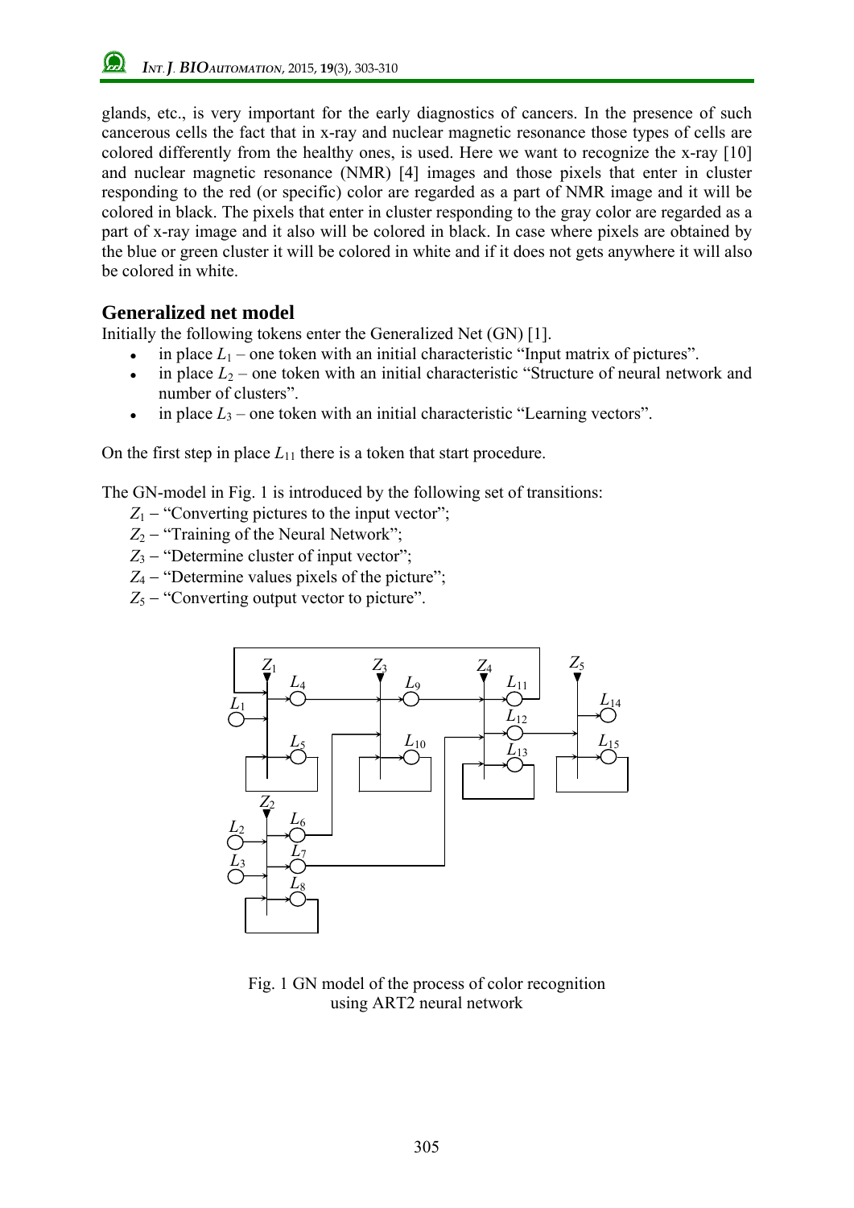glands, etc., is very important for the early diagnostics of cancers. In the presence of such cancerous cells the fact that in x-ray and nuclear magnetic resonance those types of cells are colored differently from the healthy ones, is used. Here we want to recognize the x-ray [10] and nuclear magnetic resonance (NMR) [4] images and those pixels that enter in cluster responding to the red (or specific) color are regarded as a part of NMR image and it will be colored in black. The pixels that enter in cluster responding to the gray color are regarded as a part of x-ray image and it also will be colored in black. In case where pixels are obtained by the blue or green cluster it will be colored in white and if it does not gets anywhere it will also be colored in white.

## Generalized net model

Initially the following tokens enter the Generalized Net (GN) [1].

- in place $L_1$ – one token with an initial characteristic "Input matrix of pictures".
- in place $L_2$ – one token with an initial characteristic "Structure of neural network and number of clusters".
- in place $L_3$ – one token with an initial characteristic "Learning vectors".

On the first step in place $L_{11}$ there is a token that start procedure.

The GN-model in Fig. 1 is introduced by the following set of transitions:

$Z_1$ – "Converting pictures to the input vector";
$Z_2$ – "Training of the Neural Network";
$Z_3$ – "Determine cluster of input vector";
$Z_4$ – "Determine values pixels of the picture";
$Z_5$ – "Converting output vector to picture".

Fig. 1 GN model of the process of color recognition using ART2 neural network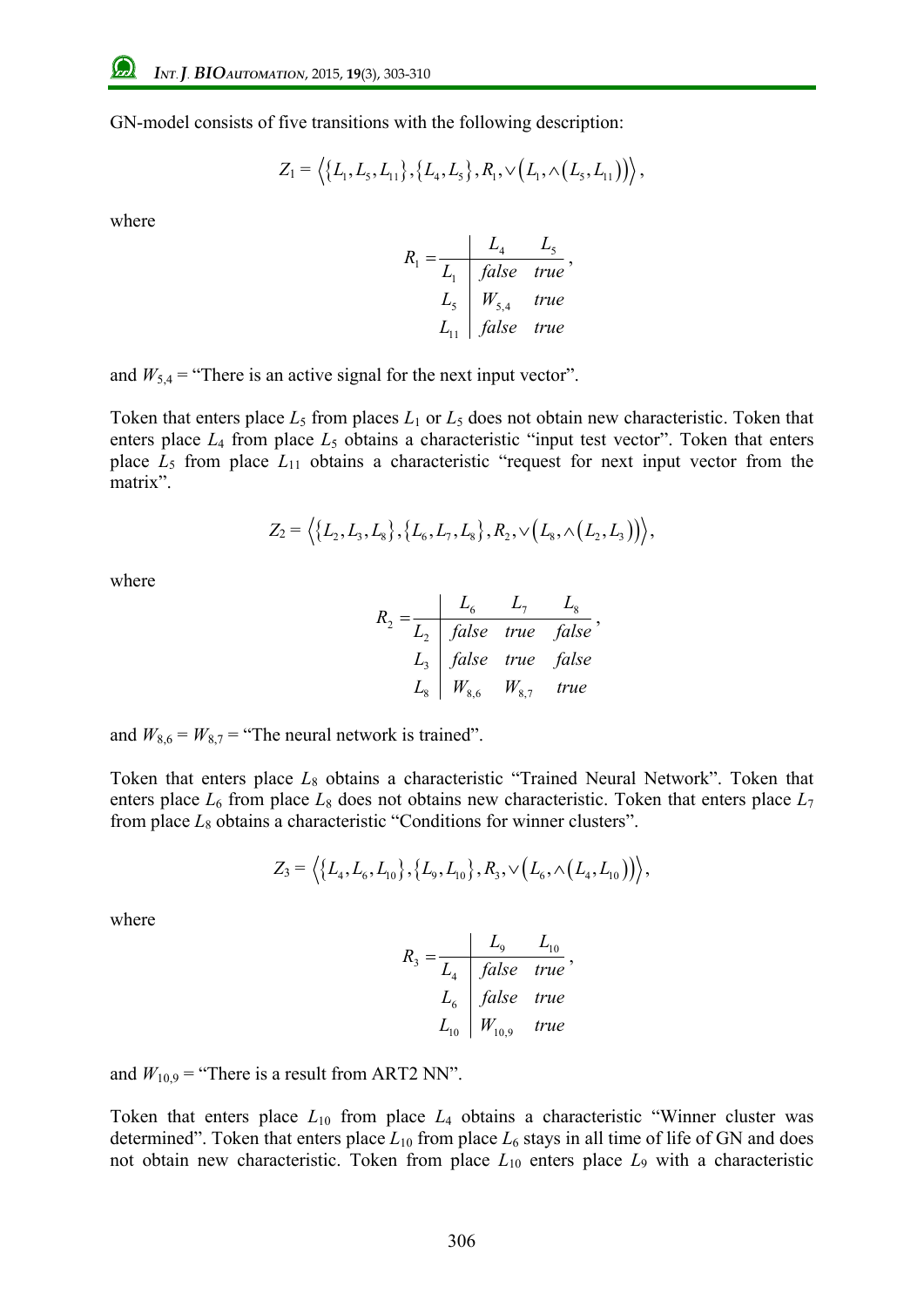GN-model consists of five transitions with the following description:

$$Z_1 = \left\langle \{L_1, L_5, L_{11}\}, \{L_4, L_5\}, R_1, \vee\left(L_1, \wedge\left(L_5, L_{11}\right)\right) \right\rangle,$$

where

$$R_1 = \begin{array}{c|cc} & L_4 & L_5 \\ \hline L_1 & false & true \\ L_5 & W_{5,4} & true \\ L_{11} & false & true \end{array},$$

and $W_{5,4}$ = "There is an active signal for the next input vector".

Token that enters place $L_5$ from places $L_1$ or $L_5$ does not obtain new characteristic. Token that enters place $L_4$ from place $L_5$ obtains a characteristic "input test vector". Token that enters place $L_5$ from place $L_{11}$ obtains a characteristic "request for next input vector from the matrix".

$$Z_2 = \left\langle \{L_2, L_3, L_8\}, \{L_6, L_7, L_8\}, R_2, \vee\left(L_8, \wedge\left(L_2, L_3\right)\right) \right\rangle,$$

where

$$R_2 = \begin{array}{c|ccc} & L_6 & L_7 & L_8 \\ \hline L_2 & false & true & false \\ L_3 & false & true & false \\ L_8 & W_{8,6} & W_{8,7} & true \end{array},$$

and $W_{8,6} = W_{8,7}$ = "The neural network is trained".

Token that enters place $L_8$ obtains a characteristic "Trained Neural Network". Token that enters place $L_6$ from place $L_8$ does not obtains new characteristic. Token that enters place $L_7$ from place $L_8$ obtains a characteristic "Conditions for winner clusters".

$$Z_3 = \left\langle \{L_4, L_6, L_{10}\}, \{L_9, L_{10}\}, R_3, \vee\left(L_6, \wedge\left(L_4, L_{10}\right)\right) \right\rangle,$$

where

$$R_3 = \begin{array}{c|cc} & L_9 & L_{10} \\ \hline L_4 & false & true \\ L_6 & false & true \\ L_{10} & W_{10,9} & true \end{array},$$

and $W_{10,9}$ = "There is a result from ART2 NN".

Token that enters place $L_{10}$ from place $L_4$ obtains a characteristic "Winner cluster was determined". Token that enters place $L_{10}$ from place $L_6$ stays in all time of life of GN and does not obtain new characteristic. Token from place $L_{10}$ enters place $L_9$ with a characteristic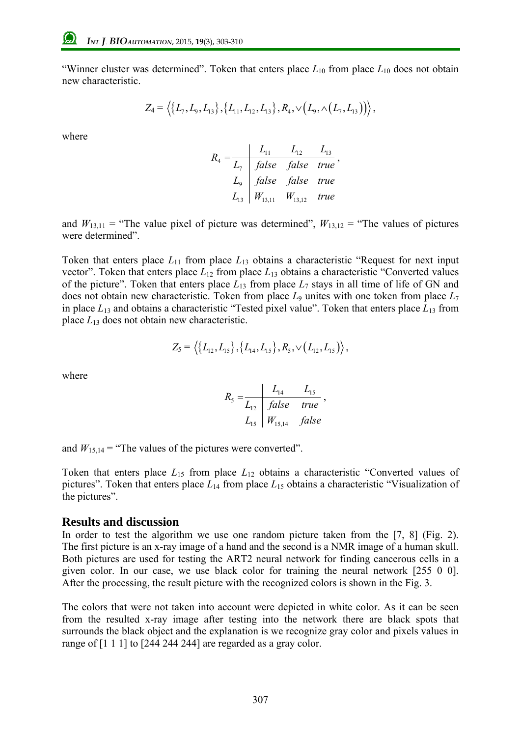"Winner cluster was determined". Token that enters place $L_{10}$ from place $L_{10}$ does not obtain new characteristic.

$$Z_4 = \left\langle \{L_7, L_9, L_{13}\}, \{L_{11}, L_{12}, L_{13}\}, R_4, \vee\left(L_9, \wedge\left(L_7, L_{13}\right)\right)\right\rangle,$$

where

$$R_4 = \begin{array}{c|ccc} & L_{11} & L_{12} & L_{13} \\ \hline L_7 & false & false & true \\ L_9 & false & false & true \\ L_{13} & W_{13,11} & W_{13,12} & true \end{array},$$

and $W_{13,11}$ = "The value pixel of picture was determined", $W_{13,12}$ = "The values of pictures were determined".

Token that enters place $L_{11}$ from place $L_{13}$ obtains a characteristic "Request for next input vector". Token that enters place $L_{12}$ from place $L_{13}$ obtains a characteristic "Converted values of the picture". Token that enters place $L_{13}$ from place $L_7$ stays in all time of life of GN and does not obtain new characteristic. Token from place $L_9$ unites with one token from place $L_7$ in place $L_{13}$ and obtains a characteristic "Tested pixel value". Token that enters place $L_{13}$ from place $L_{13}$ does not obtain new characteristic.

$$Z_5 = \left\langle \{L_{12}, L_{15}\}, \{L_{14}, L_{15}\}, R_5, \vee\left(L_{12}, L_{15}\right)\right\rangle,$$

where

$$R_5 = \begin{array}{c|cc} & L_{14} & L_{15} \\ \hline L_{12} & false & true \\ L_{15} & W_{15,14} & false \end{array},$$

and $W_{15,14}$ = "The values of the pictures were converted".

Token that enters place $L_{15}$ from place $L_{12}$ obtains a characteristic "Converted values of pictures". Token that enters place $L_{14}$ from place $L_{15}$ obtains a characteristic "Visualization of the pictures".

## Results and discussion

In order to test the algorithm we use one random picture taken from the [7, 8] (Fig. 2). The first picture is an x-ray image of a hand and the second is a NMR image of a human skull. Both pictures are used for testing the ART2 neural network for finding cancerous cells in a given color. In our case, we use black color for training the neural network [255 0 0]. After the processing, the result picture with the recognized colors is shown in the Fig. 3.

The colors that were not taken into account were depicted in white color. As it can be seen from the resulted x-ray image after testing into the network there are black spots that surrounds the black object and the explanation is we recognize gray color and pixels values in range of [1 1 1] to [244 244 244] are regarded as a gray color.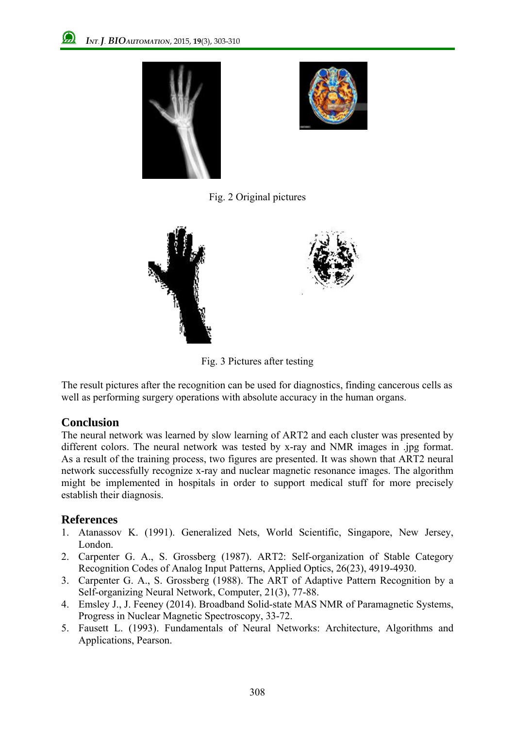Fig. 2 Original pictures

Fig. 3 Pictures after testing

The result pictures after the recognition can be used for diagnostics, finding cancerous cells as well as performing surgery operations with absolute accuracy in the human organs.

## Conclusion

The neural network was learned by slow learning of ART2 and each cluster was presented by different colors. The neural network was tested by x-ray and NMR images in .jpg format. As a result of the training process, two figures are presented. It was shown that ART2 neural network successfully recognize x-ray and nuclear magnetic resonance images. The algorithm might be implemented in hospitals in order to support medical stuff for more precisely establish their diagnosis.

## References

1. Atanassov K. (1991). Generalized Nets, World Scientific, Singapore, New Jersey, London.
2. Carpenter G. A., S. Grossberg (1987). ART2: Self-organization of Stable Category Recognition Codes of Analog Input Patterns, Applied Optics, 26(23), 4919-4930.
3. Carpenter G. A., S. Grossberg (1988). The ART of Adaptive Pattern Recognition by a Self-organizing Neural Network, Computer, 21(3), 77-88.
4. Emsley J., J. Feeney (2014). Broadband Solid-state MAS NMR of Paramagnetic Systems, Progress in Nuclear Magnetic Spectroscopy, 33-72.
5. Fausett L. (1993). Fundamentals of Neural Networks: Architecture, Algorithms and Applications, Pearson.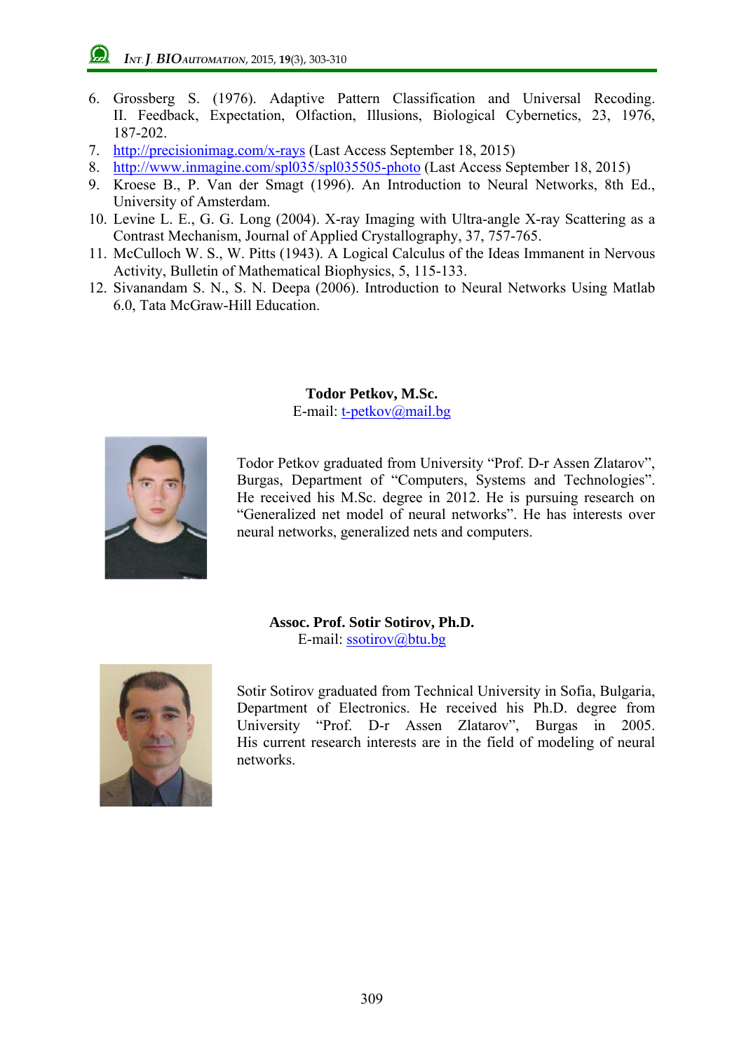6. Grossberg S. (1976). Adaptive Pattern Classification and Universal Recoding. II. Feedback, Expectation, Olfaction, Illusions, Biological Cybernetics, 23, 1976, 187-202.
7. http://precisionimag.com/x-rays (Last Access September 18, 2015)
8. http://www.inmagine.com/spl035/spl035505-photo (Last Access September 18, 2015)
9. Kroese B., P. Van der Smagt (1996). An Introduction to Neural Networks, 8th Ed., University of Amsterdam.
10. Levine L. E., G. G. Long (2004). X-ray Imaging with Ultra-angle X-ray Scattering as a Contrast Mechanism, Journal of Applied Crystallography, 37, 757-765.
11. McCulloch W. S., W. Pitts (1943). A Logical Calculus of the Ideas Immanent in Nervous Activity, Bulletin of Mathematical Biophysics, 5, 115-133.
12. Sivanandam S. N., S. N. Deepa (2006). Introduction to Neural Networks Using Matlab 6.0, Tata McGraw-Hill Education.

**Todor Petkov, M.Sc.**
E-mail: t-petkov@mail.bg

Todor Petkov graduated from University "Prof. D-r Assen Zlatarov", Burgas, Department of "Computers, Systems and Technologies". He received his M.Sc. degree in 2012. He is pursuing research on "Generalized net model of neural networks". He has interests over neural networks, generalized nets and computers.

**Assoc. Prof. Sotir Sotirov, Ph.D.**
E-mail: ssotirov@btu.bg

Sotir Sotirov graduated from Technical University in Sofia, Bulgaria, Department of Electronics. He received his Ph.D. degree from University "Prof. D-r Assen Zlatarov", Burgas in 2005. His current research interests are in the field of modeling of neural networks.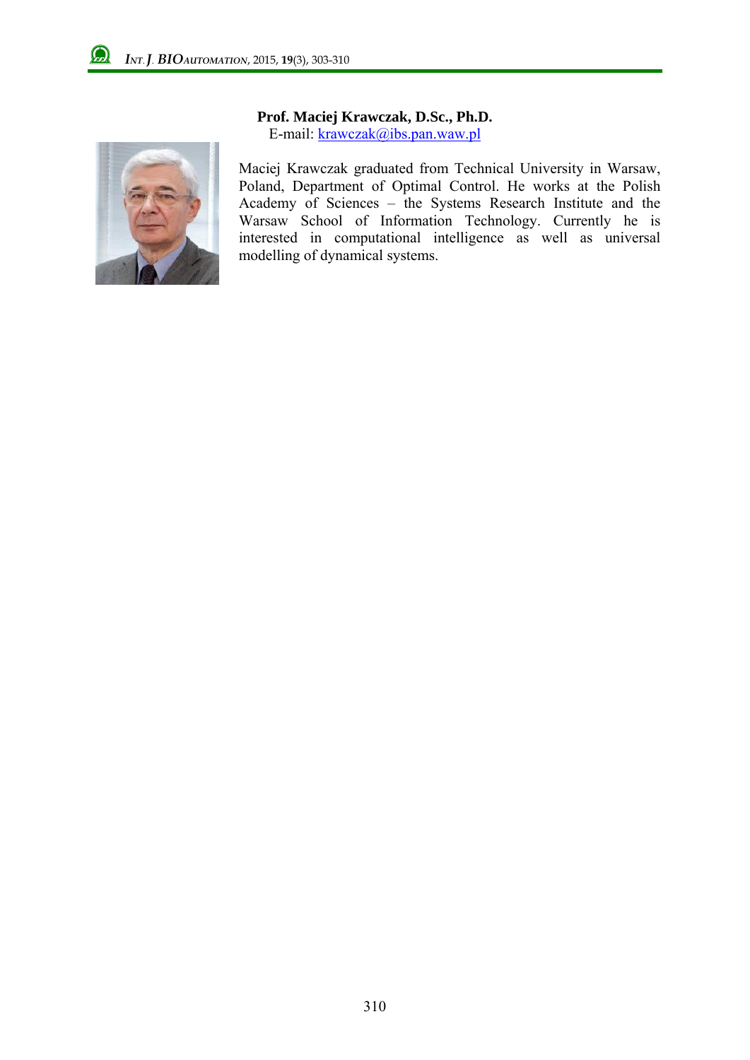**Prof. Maciej Krawczak, D.Sc., Ph.D.**
E-mail: krawczak@ibs.pan.waw.pl

Maciej Krawczak graduated from Technical University in Warsaw, Poland, Department of Optimal Control. He works at the Polish Academy of Sciences – the Systems Research Institute and the Warsaw School of Information Technology. Currently he is interested in computational intelligence as well as universal modelling of dynamical systems.